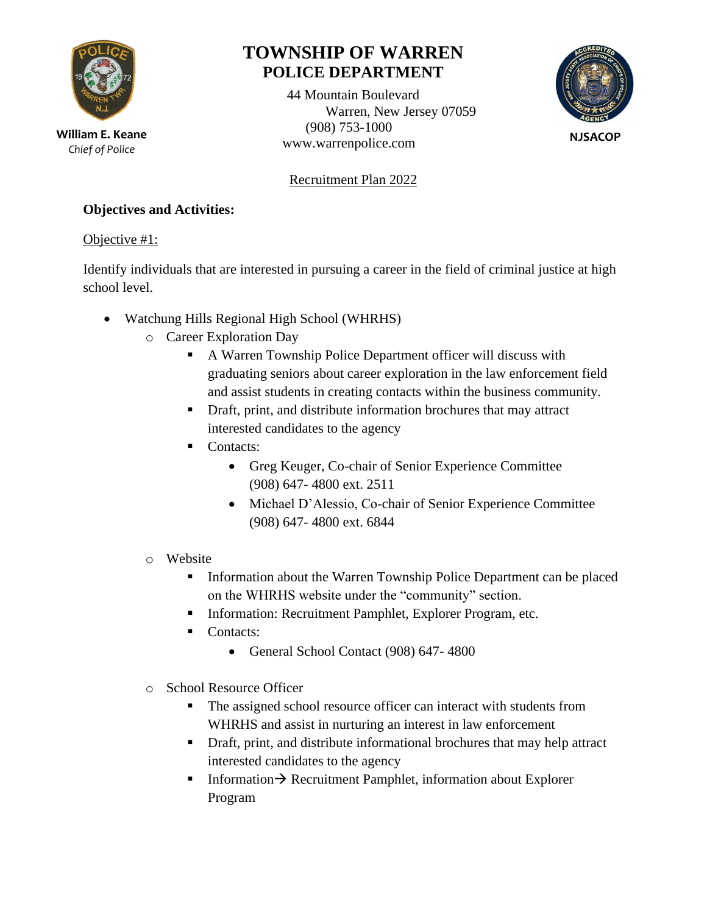# TOWNSHIP OF WARREN
## POLICE DEPARTMENT

**William E. Keane**
*Chief of Police*

44 Mountain Boulevard
Warren, New Jersey 07059
(908) 753-1000
www.warrenpolice.com

**NJSACOP**

Recruitment Plan 2022

**Objectives and Activities:**

Objective #1:

Identify individuals that are interested in pursuing a career in the field of criminal justice at high school level.

- Watchung Hills Regional High School (WHRHS)
  - Career Exploration Day
    - A Warren Township Police Department officer will discuss with graduating seniors about career exploration in the law enforcement field and assist students in creating contacts within the business community.
    - Draft, print, and distribute information brochures that may attract interested candidates to the agency
    - Contacts:
      - Greg Keuger, Co-chair of Senior Experience Committee (908) 647- 4800 ext. 2511
      - Michael D'Alessio, Co-chair of Senior Experience Committee (908) 647- 4800 ext. 6844
  - Website
    - Information about the Warren Township Police Department can be placed on the WHRHS website under the "community" section.
    - Information: Recruitment Pamphlet, Explorer Program, etc.
    - Contacts:
      - General School Contact (908) 647- 4800
  - School Resource Officer
    - The assigned school resource officer can interact with students from WHRHS and assist in nurturing an interest in law enforcement
    - Draft, print, and distribute informational brochures that may help attract interested candidates to the agency
    - Information→ Recruitment Pamphlet, information about Explorer Program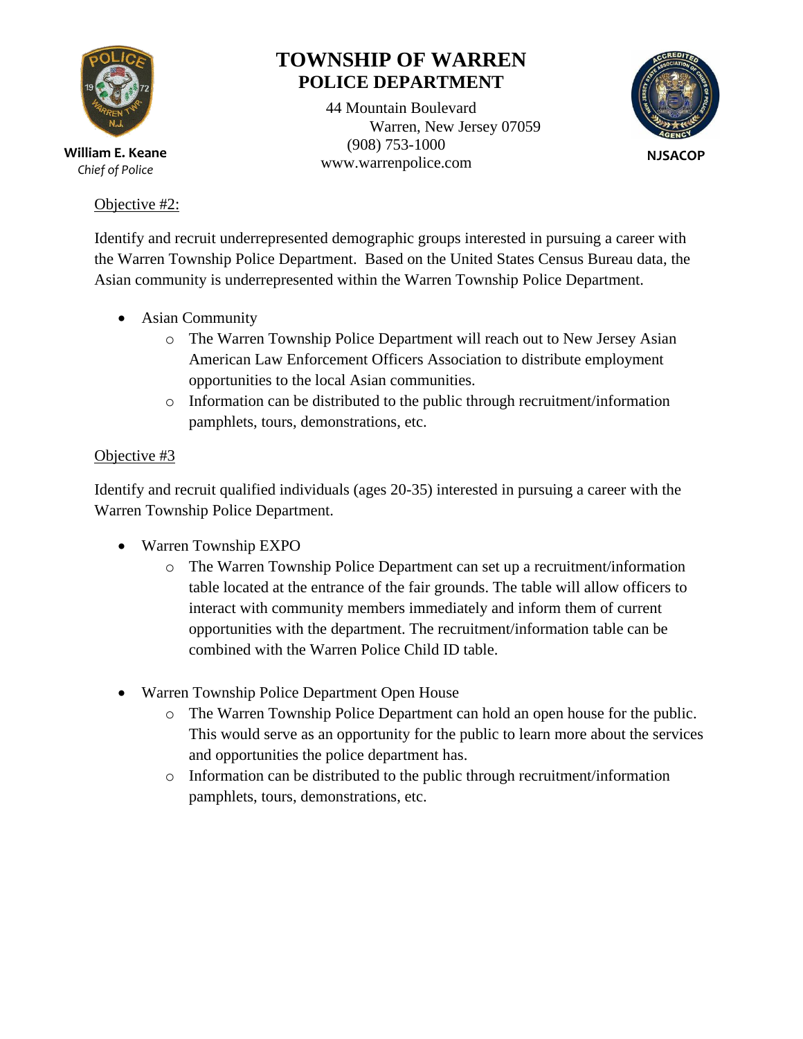# TOWNSHIP OF WARREN
## POLICE DEPARTMENT

44 Mountain Boulevard
Warren, New Jersey 07059
(908) 753-1000
www.warrenpolice.com

**William E. Keane**
*Chief of Police*

**NJSACOP**

Objective #2:

Identify and recruit underrepresented demographic groups interested in pursuing a career with the Warren Township Police Department. Based on the United States Census Bureau data, the Asian community is underrepresented within the Warren Township Police Department.

- Asian Community
  - The Warren Township Police Department will reach out to New Jersey Asian American Law Enforcement Officers Association to distribute employment opportunities to the local Asian communities.
  - Information can be distributed to the public through recruitment/information pamphlets, tours, demonstrations, etc.

Objective #3

Identify and recruit qualified individuals (ages 20-35) interested in pursuing a career with the Warren Township Police Department.

- Warren Township EXPO
  - The Warren Township Police Department can set up a recruitment/information table located at the entrance of the fair grounds. The table will allow officers to interact with community members immediately and inform them of current opportunities with the department. The recruitment/information table can be combined with the Warren Police Child ID table.

- Warren Township Police Department Open House
  - The Warren Township Police Department can hold an open house for the public. This would serve as an opportunity for the public to learn more about the services and opportunities the police department has.
  - Information can be distributed to the public through recruitment/information pamphlets, tours, demonstrations, etc.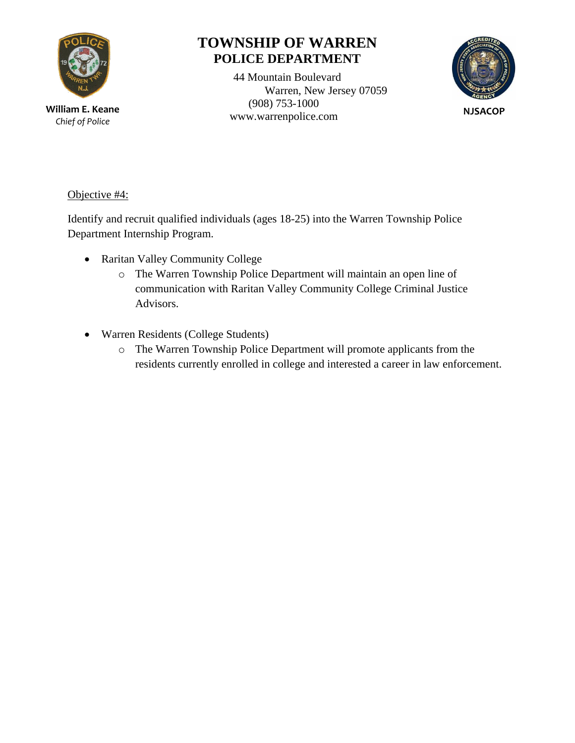# TOWNSHIP OF WARREN
## POLICE DEPARTMENT

44 Mountain Boulevard
Warren, New Jersey 07059
(908) 753-1000
www.warrenpolice.com

**William E. Keane**
*Chief of Police*

**NJSACOP**

Objective #4:

Identify and recruit qualified individuals (ages 18-25) into the Warren Township Police Department Internship Program.

- Raritan Valley Community College
  - The Warren Township Police Department will maintain an open line of communication with Raritan Valley Community College Criminal Justice Advisors.

- Warren Residents (College Students)
  - The Warren Township Police Department will promote applicants from the residents currently enrolled in college and interested a career in law enforcement.